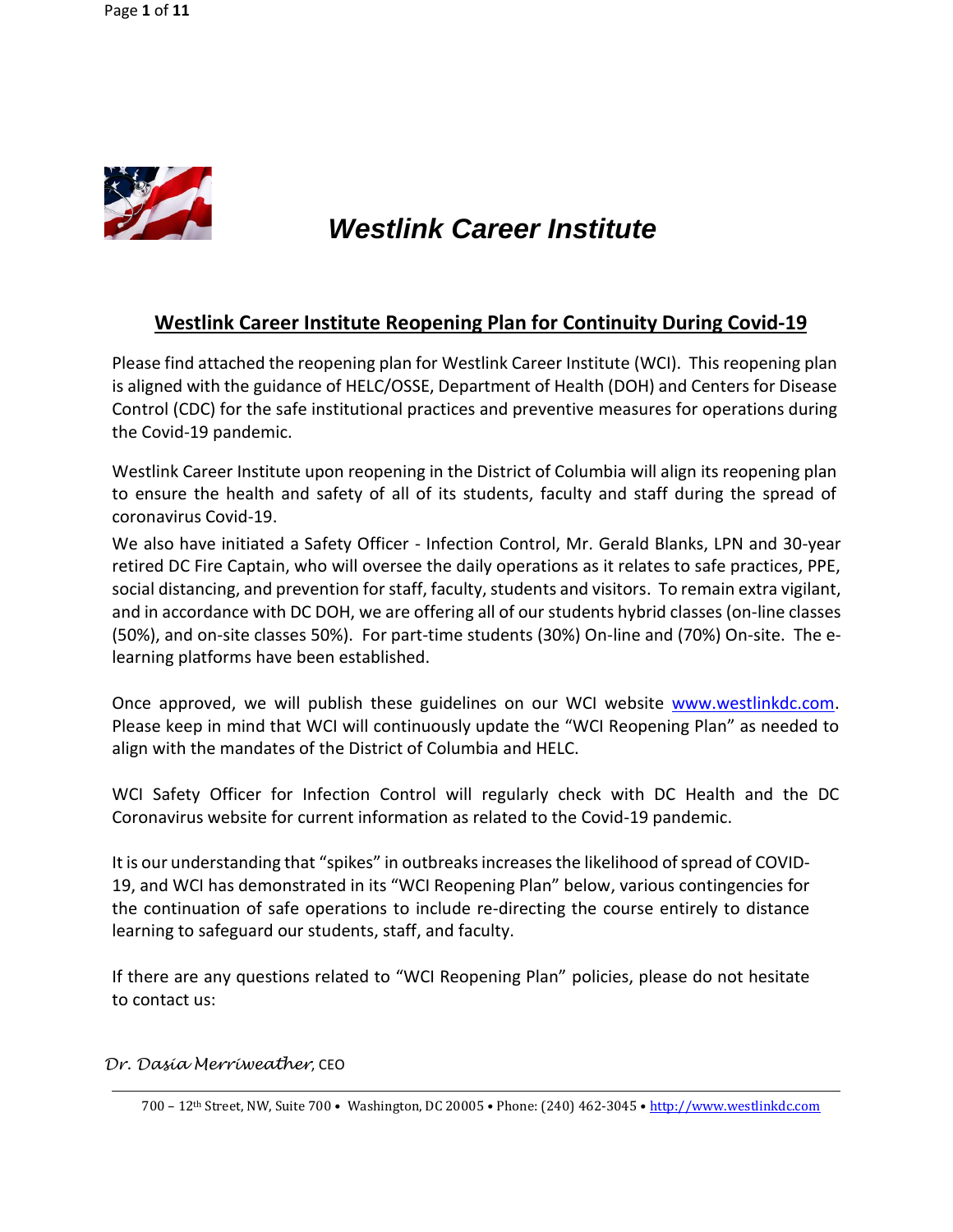# *Westlink Career Institute*

## Westlink Career Institute Reopening Plan for Continuity During Covid-19

Please find attached the reopening plan for Westlink Career Institute (WCI). This reopening plan is aligned with the guidance of HELC/OSSE, Department of Health (DOH) and Centers for Disease Control (CDC) for the safe institutional practices and preventive measures for operations during the Covid-19 pandemic.

Westlink Career Institute upon reopening in the District of Columbia will align its reopening plan to ensure the health and safety of all of its students, faculty and staff during the spread of coronavirus Covid-19.

We also have initiated a Safety Officer - Infection Control, Mr. Gerald Blanks, LPN and 30-year retired DC Fire Captain, who will oversee the daily operations as it relates to safe practices, PPE, social distancing, and prevention for staff, faculty, students and visitors. To remain extra vigilant, and in accordance with DC DOH, we are offering all of our students hybrid classes (on-line classes (50%), and on-site classes 50%). For part-time students (30%) On-line and (70%) On-site. The e-learning platforms have been established.

Once approved, we will publish these guidelines on our WCI website www.westlinkdc.com. Please keep in mind that WCI will continuously update the "WCI Reopening Plan" as needed to align with the mandates of the District of Columbia and HELC.

WCI Safety Officer for Infection Control will regularly check with DC Health and the DC Coronavirus website for current information as related to the Covid-19 pandemic.

It is our understanding that "spikes" in outbreaks increases the likelihood of spread of COVID-19, and WCI has demonstrated in its "WCI Reopening Plan" below, various contingencies for the continuation of safe operations to include re-directing the course entirely to distance learning to safeguard our students, staff, and faculty.

If there are any questions related to "WCI Reopening Plan" policies, please do not hesitate to contact us:

*Dr. Dasia Merriweather*, CEO

700 – 12th Street, NW, Suite 700 • Washington, DC 20005 • Phone: (240) 462-3045 • http://www.westlinkdc.com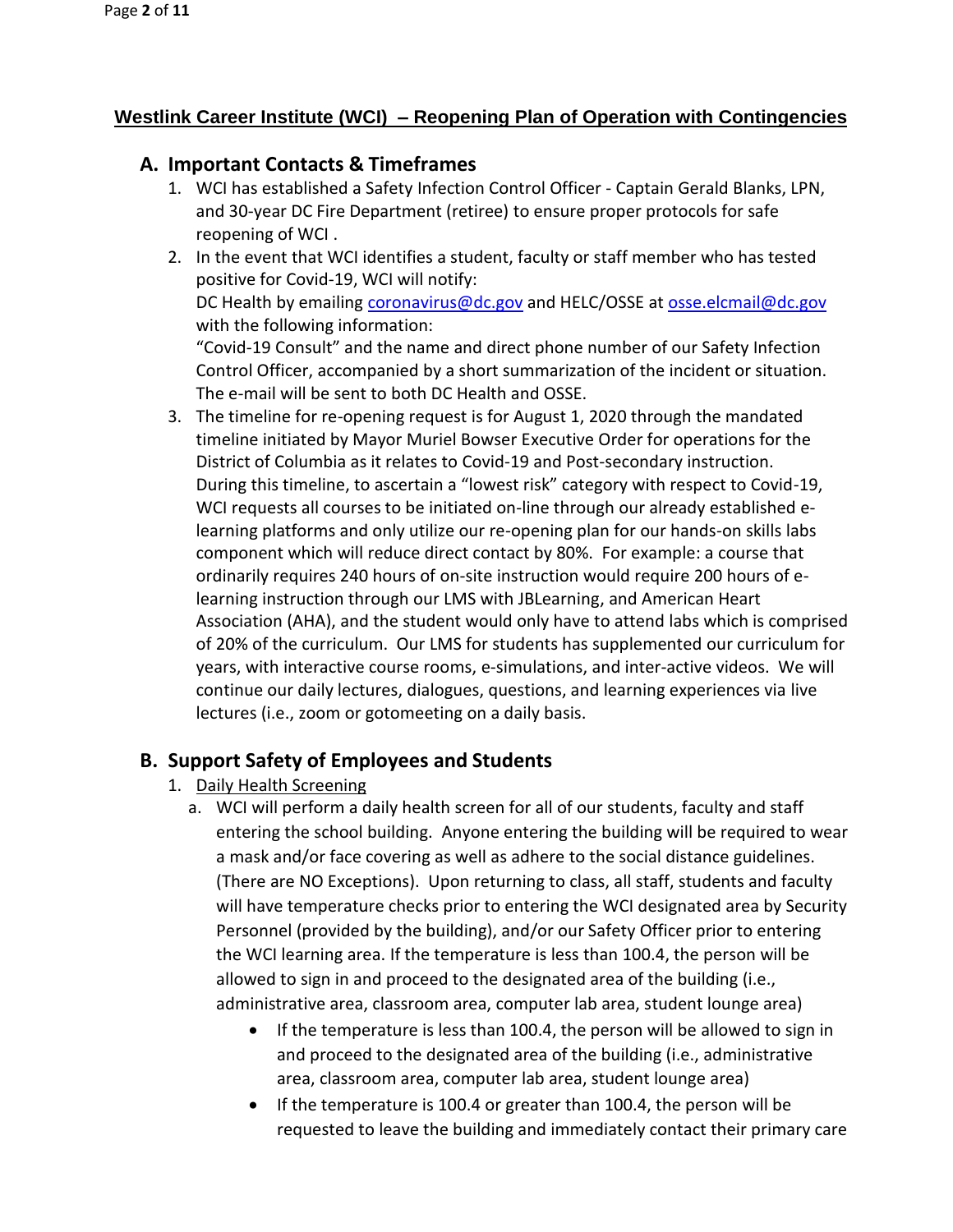## Westlink Career Institute (WCI) – Reopening Plan of Operation with Contingencies

### A. Important Contacts & Timeframes

1. WCI has established a Safety Infection Control Officer - Captain Gerald Blanks, LPN, and 30-year DC Fire Department (retiree) to ensure proper protocols for safe reopening of WCI .
2. In the event that WCI identifies a student, faculty or staff member who has tested positive for Covid-19, WCI will notify:
   DC Health by emailing coronavirus@dc.gov and HELC/OSSE at osse.elcmail@dc.gov with the following information:
   "Covid-19 Consult" and the name and direct phone number of our Safety Infection Control Officer, accompanied by a short summarization of the incident or situation. The e-mail will be sent to both DC Health and OSSE.
3. The timeline for re-opening request is for August 1, 2020 through the mandated timeline initiated by Mayor Muriel Bowser Executive Order for operations for the District of Columbia as it relates to Covid-19 and Post-secondary instruction. During this timeline, to ascertain a "lowest risk" category with respect to Covid-19, WCI requests all courses to be initiated on-line through our already established e-learning platforms and only utilize our re-opening plan for our hands-on skills labs component which will reduce direct contact by 80%. For example: a course that ordinarily requires 240 hours of on-site instruction would require 200 hours of e-learning instruction through our LMS with JBLearning, and American Heart Association (AHA), and the student would only have to attend labs which is comprised of 20% of the curriculum. Our LMS for students has supplemented our curriculum for years, with interactive course rooms, e-simulations, and inter-active videos. We will continue our daily lectures, dialogues, questions, and learning experiences via live lectures (i.e., zoom or gotomeeting on a daily basis.

### B. Support Safety of Employees and Students

1. Daily Health Screening
   a. WCI will perform a daily health screen for all of our students, faculty and staff entering the school building. Anyone entering the building will be required to wear a mask and/or face covering as well as adhere to the social distance guidelines. (There are NO Exceptions). Upon returning to class, all staff, students and faculty will have temperature checks prior to entering the WCI designated area by Security Personnel (provided by the building), and/or our Safety Officer prior to entering the WCI learning area. If the temperature is less than 100.4, the person will be allowed to sign in and proceed to the designated area of the building (i.e., administrative area, classroom area, computer lab area, student lounge area)
      - If the temperature is less than 100.4, the person will be allowed to sign in and proceed to the designated area of the building (i.e., administrative area, classroom area, computer lab area, student lounge area)
      - If the temperature is 100.4 or greater than 100.4, the person will be requested to leave the building and immediately contact their primary care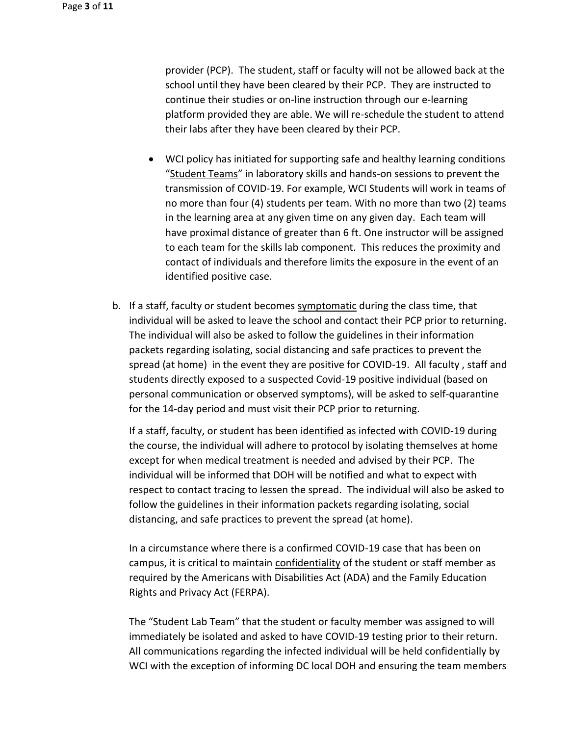provider (PCP). The student, staff or faculty will not be allowed back at the school until they have been cleared by their PCP. They are instructed to continue their studies or on-line instruction through our e-learning platform provided they are able. We will re-schedule the student to attend their labs after they have been cleared by their PCP.

- WCI policy has initiated for supporting safe and healthy learning conditions "Student Teams" in laboratory skills and hands-on sessions to prevent the transmission of COVID-19. For example, WCI Students will work in teams of no more than four (4) students per team. With no more than two (2) teams in the learning area at any given time on any given day. Each team will have proximal distance of greater than 6 ft. One instructor will be assigned to each team for the skills lab component. This reduces the proximity and contact of individuals and therefore limits the exposure in the event of an identified positive case.

b. If a staff, faculty or student becomes symptomatic during the class time, that individual will be asked to leave the school and contact their PCP prior to returning. The individual will also be asked to follow the guidelines in their information packets regarding isolating, social distancing and safe practices to prevent the spread (at home) in the event they are positive for COVID-19. All faculty , staff and students directly exposed to a suspected Covid-19 positive individual (based on personal communication or observed symptoms), will be asked to self-quarantine for the 14-day period and must visit their PCP prior to returning.

   If a staff, faculty, or student has been identified as infected with COVID-19 during the course, the individual will adhere to protocol by isolating themselves at home except for when medical treatment is needed and advised by their PCP. The individual will be informed that DOH will be notified and what to expect with respect to contact tracing to lessen the spread. The individual will also be asked to follow the guidelines in their information packets regarding isolating, social distancing, and safe practices to prevent the spread (at home).

   In a circumstance where there is a confirmed COVID-19 case that has been on campus, it is critical to maintain confidentiality of the student or staff member as required by the Americans with Disabilities Act (ADA) and the Family Education Rights and Privacy Act (FERPA).

   The "Student Lab Team" that the student or faculty member was assigned to will immediately be isolated and asked to have COVID-19 testing prior to their return. All communications regarding the infected individual will be held confidentially by WCI with the exception of informing DC local DOH and ensuring the team members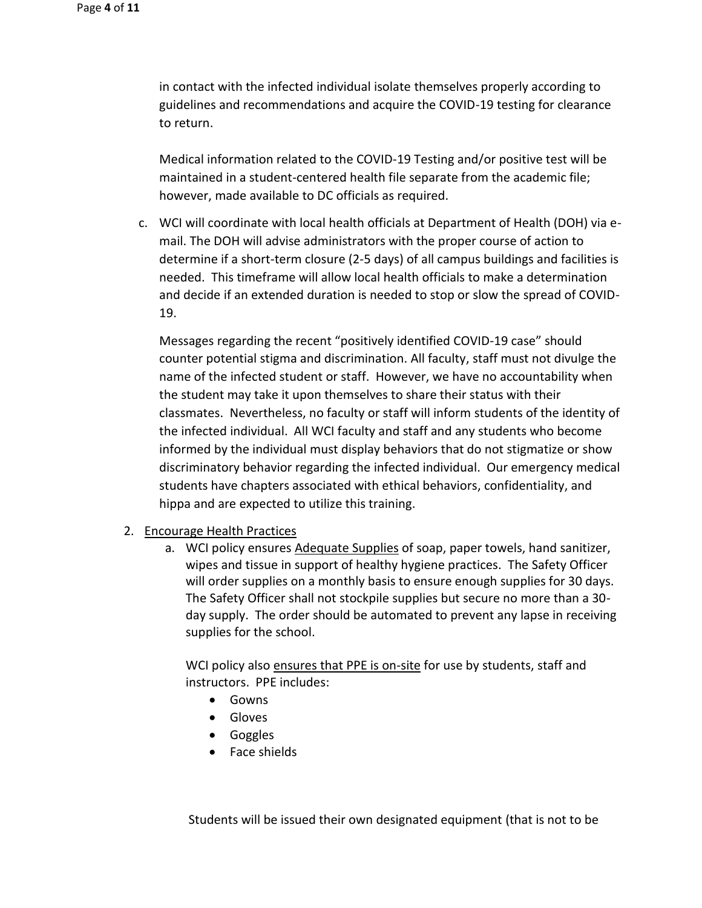in contact with the infected individual isolate themselves properly according to guidelines and recommendations and acquire the COVID-19 testing for clearance to return.

Medical information related to the COVID-19 Testing and/or positive test will be maintained in a student-centered health file separate from the academic file; however, made available to DC officials as required.

c. WCI will coordinate with local health officials at Department of Health (DOH) via e-mail. The DOH will advise administrators with the proper course of action to determine if a short-term closure (2-5 days) of all campus buildings and facilities is needed. This timeframe will allow local health officials to make a determination and decide if an extended duration is needed to stop or slow the spread of COVID-19.

   Messages regarding the recent "positively identified COVID-19 case" should counter potential stigma and discrimination. All faculty, staff must not divulge the name of the infected student or staff. However, we have no accountability when the student may take it upon themselves to share their status with their classmates. Nevertheless, no faculty or staff will inform students of the identity of the infected individual. All WCI faculty and staff and any students who become informed by the individual must display behaviors that do not stigmatize or show discriminatory behavior regarding the infected individual. Our emergency medical students have chapters associated with ethical behaviors, confidentiality, and hippa and are expected to utilize this training.

2. Encourage Health Practices
   a. WCI policy ensures Adequate Supplies of soap, paper towels, hand sanitizer, wipes and tissue in support of healthy hygiene practices. The Safety Officer will order supplies on a monthly basis to ensure enough supplies for 30 days. The Safety Officer shall not stockpile supplies but secure no more than a 30-day supply. The order should be automated to prevent any lapse in receiving supplies for the school.

      WCI policy also ensures that PPE is on-site for use by students, staff and instructors. PPE includes:
      - Gowns
      - Gloves
      - Goggles
      - Face shields

      Students will be issued their own designated equipment (that is not to be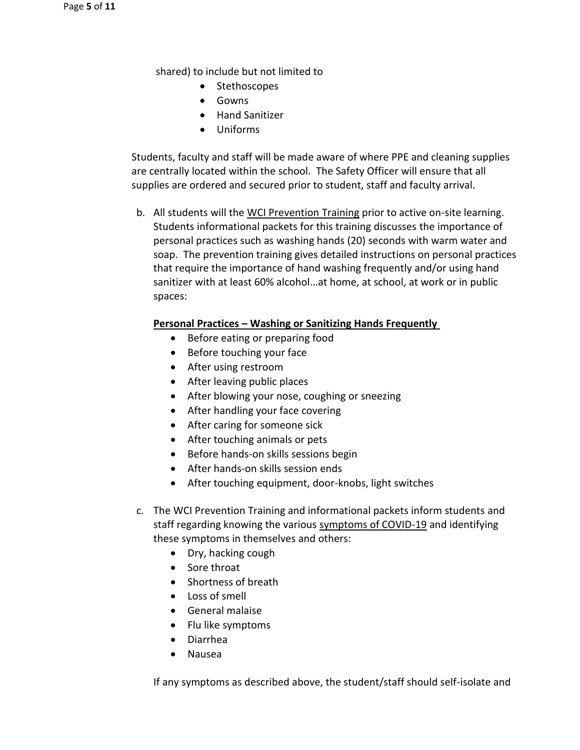shared) to include but not limited to

- Stethoscopes
- Gowns
- Hand Sanitizer
- Uniforms

Students, faculty and staff will be made aware of where PPE and cleaning supplies are centrally located within the school. The Safety Officer will ensure that all supplies are ordered and secured prior to student, staff and faculty arrival.

b. All students will the WCI Prevention Training prior to active on-site learning. Students informational packets for this training discusses the importance of personal practices such as washing hands (20) seconds with warm water and soap. The prevention training gives detailed instructions on personal practices that require the importance of hand washing frequently and/or using hand sanitizer with at least 60% alcohol…at home, at school, at work or in public spaces:

**Personal Practices – Washing or Sanitizing Hands Frequently**

- Before eating or preparing food
- Before touching your face
- After using restroom
- After leaving public places
- After blowing your nose, coughing or sneezing
- After handling your face covering
- After caring for someone sick
- After touching animals or pets
- Before hands-on skills sessions begin
- After hands-on skills session ends
- After touching equipment, door-knobs, light switches

c. The WCI Prevention Training and informational packets inform students and staff regarding knowing the various symptoms of COVID-19 and identifying these symptoms in themselves and others:

- Dry, hacking cough
- Sore throat
- Shortness of breath
- Loss of smell
- General malaise
- Flu like symptoms
- Diarrhea
- Nausea

If any symptoms as described above, the student/staff should self-isolate and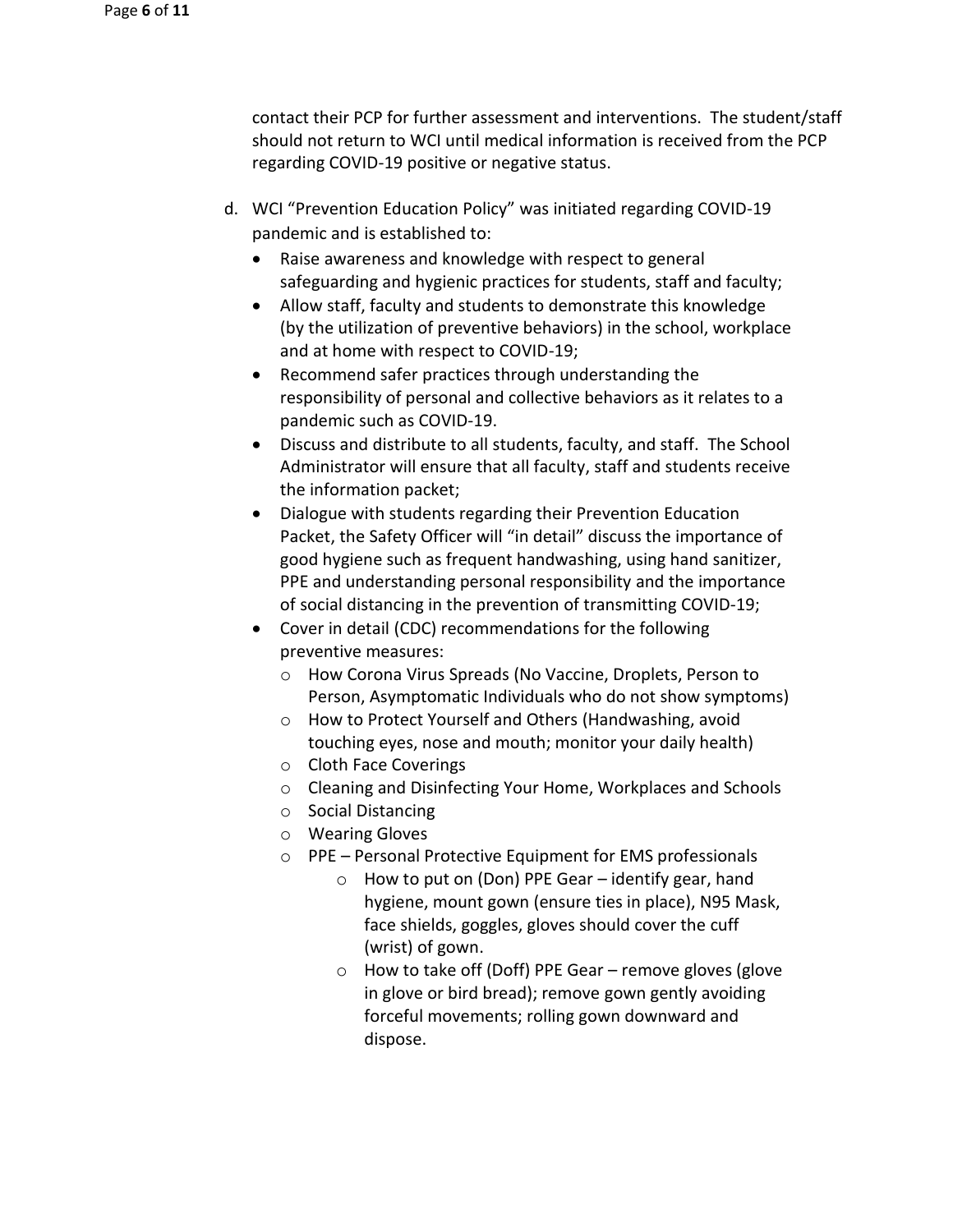contact their PCP for further assessment and interventions. The student/staff should not return to WCI until medical information is received from the PCP regarding COVID-19 positive or negative status.

d. WCI "Prevention Education Policy" was initiated regarding COVID-19 pandemic and is established to:
   - Raise awareness and knowledge with respect to general safeguarding and hygienic practices for students, staff and faculty;
   - Allow staff, faculty and students to demonstrate this knowledge (by the utilization of preventive behaviors) in the school, workplace and at home with respect to COVID-19;
   - Recommend safer practices through understanding the responsibility of personal and collective behaviors as it relates to a pandemic such as COVID-19.
   - Discuss and distribute to all students, faculty, and staff. The School Administrator will ensure that all faculty, staff and students receive the information packet;
   - Dialogue with students regarding their Prevention Education Packet, the Safety Officer will "in detail" discuss the importance of good hygiene such as frequent handwashing, using hand sanitizer, PPE and understanding personal responsibility and the importance of social distancing in the prevention of transmitting COVID-19;
   - Cover in detail (CDC) recommendations for the following preventive measures:
     - How Corona Virus Spreads (No Vaccine, Droplets, Person to Person, Asymptomatic Individuals who do not show symptoms)
     - How to Protect Yourself and Others (Handwashing, avoid touching eyes, nose and mouth; monitor your daily health)
     - Cloth Face Coverings
     - Cleaning and Disinfecting Your Home, Workplaces and Schools
     - Social Distancing
     - Wearing Gloves
     - PPE – Personal Protective Equipment for EMS professionals
       - How to put on (Don) PPE Gear – identify gear, hand hygiene, mount gown (ensure ties in place), N95 Mask, face shields, goggles, gloves should cover the cuff (wrist) of gown.
       - How to take off (Doff) PPE Gear – remove gloves (glove in glove or bird bread); remove gown gently avoiding forceful movements; rolling gown downward and dispose.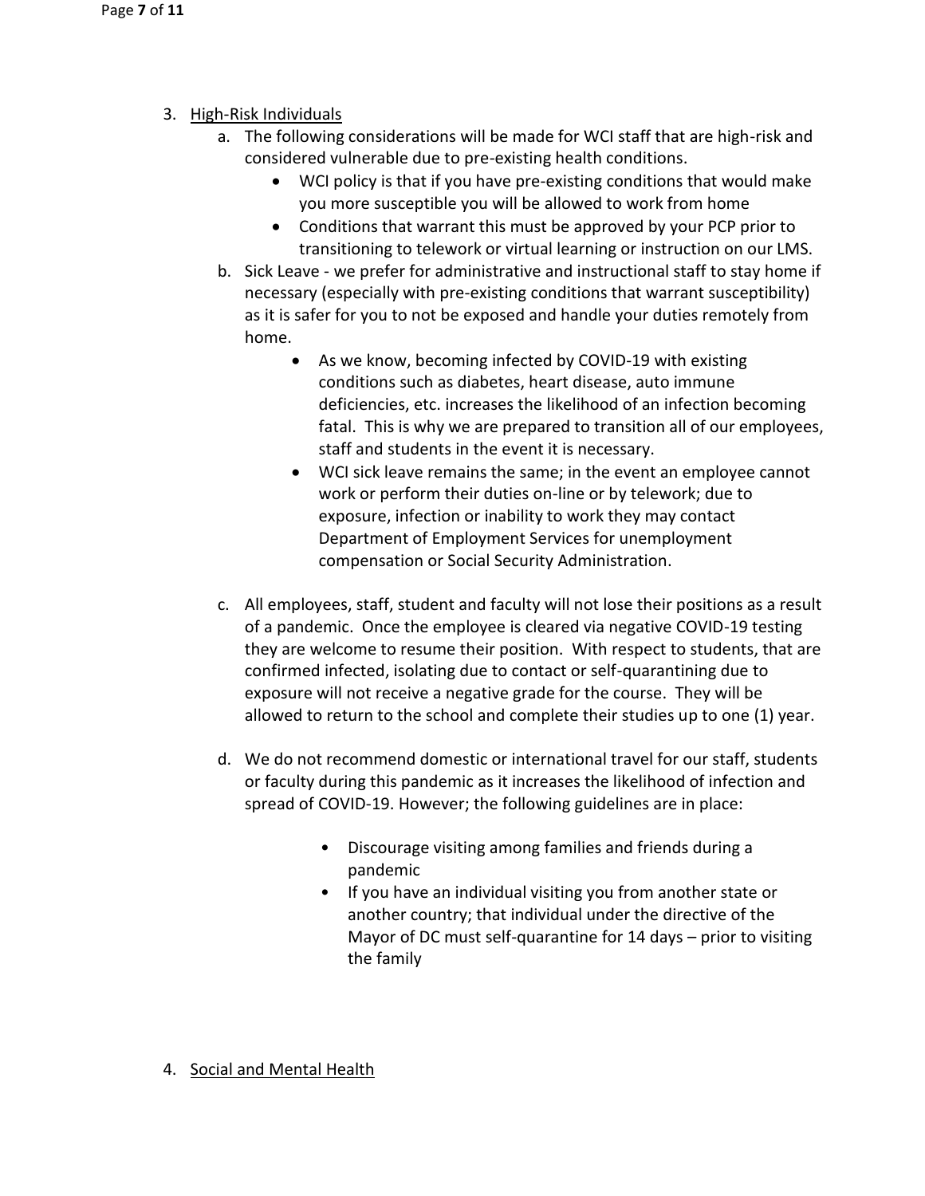3. <u>High-Risk Individuals</u>
    a. The following considerations will be made for WCI staff that are high-risk and considered vulnerable due to pre-existing health conditions.
        - WCI policy is that if you have pre-existing conditions that would make you more susceptible you will be allowed to work from home
        - Conditions that warrant this must be approved by your PCP prior to transitioning to telework or virtual learning or instruction on our LMS.

    b. Sick Leave - we prefer for administrative and instructional staff to stay home if necessary (especially with pre-existing conditions that warrant susceptibility) as it is safer for you to not be exposed and handle your duties remotely from home.
        - As we know, becoming infected by COVID-19 with existing conditions such as diabetes, heart disease, auto immune deficiencies, etc. increases the likelihood of an infection becoming fatal. This is why we are prepared to transition all of our employees, staff and students in the event it is necessary.
        - WCI sick leave remains the same; in the event an employee cannot work or perform their duties on-line or by telework; due to exposure, infection or inability to work they may contact Department of Employment Services for unemployment compensation or Social Security Administration.

    c. All employees, staff, student and faculty will not lose their positions as a result of a pandemic. Once the employee is cleared via negative COVID-19 testing they are welcome to resume their position. With respect to students, that are confirmed infected, isolating due to contact or self-quarantining due to exposure will not receive a negative grade for the course. They will be allowed to return to the school and complete their studies up to one (1) year.

    d. We do not recommend domestic or international travel for our staff, students or faculty during this pandemic as it increases the likelihood of infection and spread of COVID-19. However; the following guidelines are in place:
        - Discourage visiting among families and friends during a pandemic
        - If you have an individual visiting you from another state or another country; that individual under the directive of the Mayor of DC must self-quarantine for 14 days – prior to visiting the family

4. <u>Social and Mental Health</u>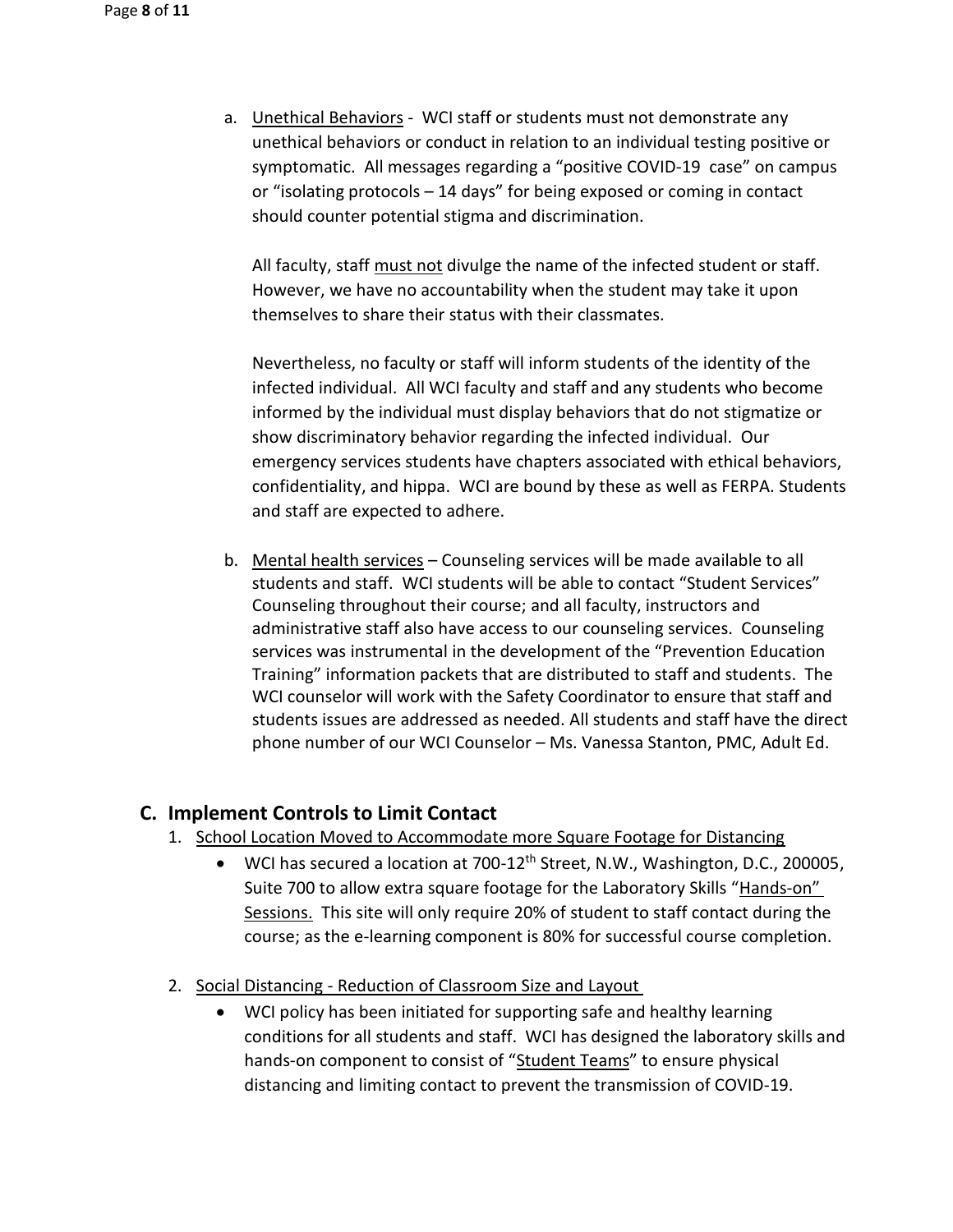a. <u>Unethical Behaviors</u> - WCI staff or students must not demonstrate any unethical behaviors or conduct in relation to an individual testing positive or symptomatic. All messages regarding a "positive COVID-19 case" on campus or "isolating protocols – 14 days" for being exposed or coming in contact should counter potential stigma and discrimination.

   All faculty, staff <u>must not</u> divulge the name of the infected student or staff. However, we have no accountability when the student may take it upon themselves to share their status with their classmates.

   Nevertheless, no faculty or staff will inform students of the identity of the infected individual. All WCI faculty and staff and any students who become informed by the individual must display behaviors that do not stigmatize or show discriminatory behavior regarding the infected individual. Our emergency services students have chapters associated with ethical behaviors, confidentiality, and hippa. WCI are bound by these as well as FERPA. Students and staff are expected to adhere.

b. <u>Mental health services</u> – Counseling services will be made available to all students and staff. WCI students will be able to contact "Student Services" Counseling throughout their course; and all faculty, instructors and administrative staff also have access to our counseling services. Counseling services was instrumental in the development of the "Prevention Education Training" information packets that are distributed to staff and students. The WCI counselor will work with the Safety Coordinator to ensure that staff and students issues are addressed as needed. All students and staff have the direct phone number of our WCI Counselor – Ms. Vanessa Stanton, PMC, Adult Ed.

## C. Implement Controls to Limit Contact

1. <u>School Location Moved to Accommodate more Square Footage for Distancing</u>
   - WCI has secured a location at 700-12th Street, N.W., Washington, D.C., 200005, Suite 700 to allow extra square footage for the Laboratory Skills "<u>Hands-on" Sessions.</u> This site will only require 20% of student to staff contact during the course; as the e-learning component is 80% for successful course completion.

2. <u>Social Distancing - Reduction of Classroom Size and Layout</u>
   - WCI policy has been initiated for supporting safe and healthy learning conditions for all students and staff. WCI has designed the laboratory skills and hands-on component to consist of "<u>Student Teams</u>" to ensure physical distancing and limiting contact to prevent the transmission of COVID-19.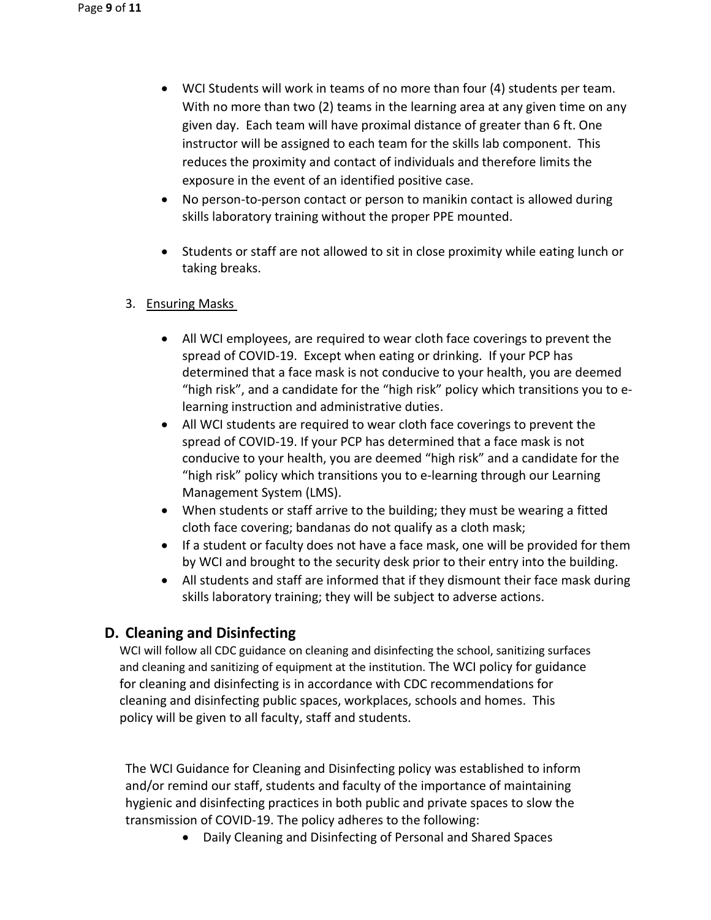- WCI Students will work in teams of no more than four (4) students per team. With no more than two (2) teams in the learning area at any given time on any given day. Each team will have proximal distance of greater than 6 ft. One instructor will be assigned to each team for the skills lab component. This reduces the proximity and contact of individuals and therefore limits the exposure in the event of an identified positive case.
- No person-to-person contact or person to manikin contact is allowed during skills laboratory training without the proper PPE mounted.
- Students or staff are not allowed to sit in close proximity while eating lunch or taking breaks.

3. Ensuring Masks

- All WCI employees, are required to wear cloth face coverings to prevent the spread of COVID-19. Except when eating or drinking. If your PCP has determined that a face mask is not conducive to your health, you are deemed "high risk", and a candidate for the "high risk" policy which transitions you to e-learning instruction and administrative duties.
- All WCI students are required to wear cloth face coverings to prevent the spread of COVID-19. If your PCP has determined that a face mask is not conducive to your health, you are deemed "high risk" and a candidate for the "high risk" policy which transitions you to e-learning through our Learning Management System (LMS).
- When students or staff arrive to the building; they must be wearing a fitted cloth face covering; bandanas do not qualify as a cloth mask;
- If a student or faculty does not have a face mask, one will be provided for them by WCI and brought to the security desk prior to their entry into the building.
- All students and staff are informed that if they dismount their face mask during skills laboratory training; they will be subject to adverse actions.

## D. Cleaning and Disinfecting

WCI will follow all CDC guidance on cleaning and disinfecting the school, sanitizing surfaces and cleaning and sanitizing of equipment at the institution. The WCI policy for guidance for cleaning and disinfecting is in accordance with CDC recommendations for cleaning and disinfecting public spaces, workplaces, schools and homes. This policy will be given to all faculty, staff and students.

The WCI Guidance for Cleaning and Disinfecting policy was established to inform and/or remind our staff, students and faculty of the importance of maintaining hygienic and disinfecting practices in both public and private spaces to slow the transmission of COVID-19. The policy adheres to the following:

- Daily Cleaning and Disinfecting of Personal and Shared Spaces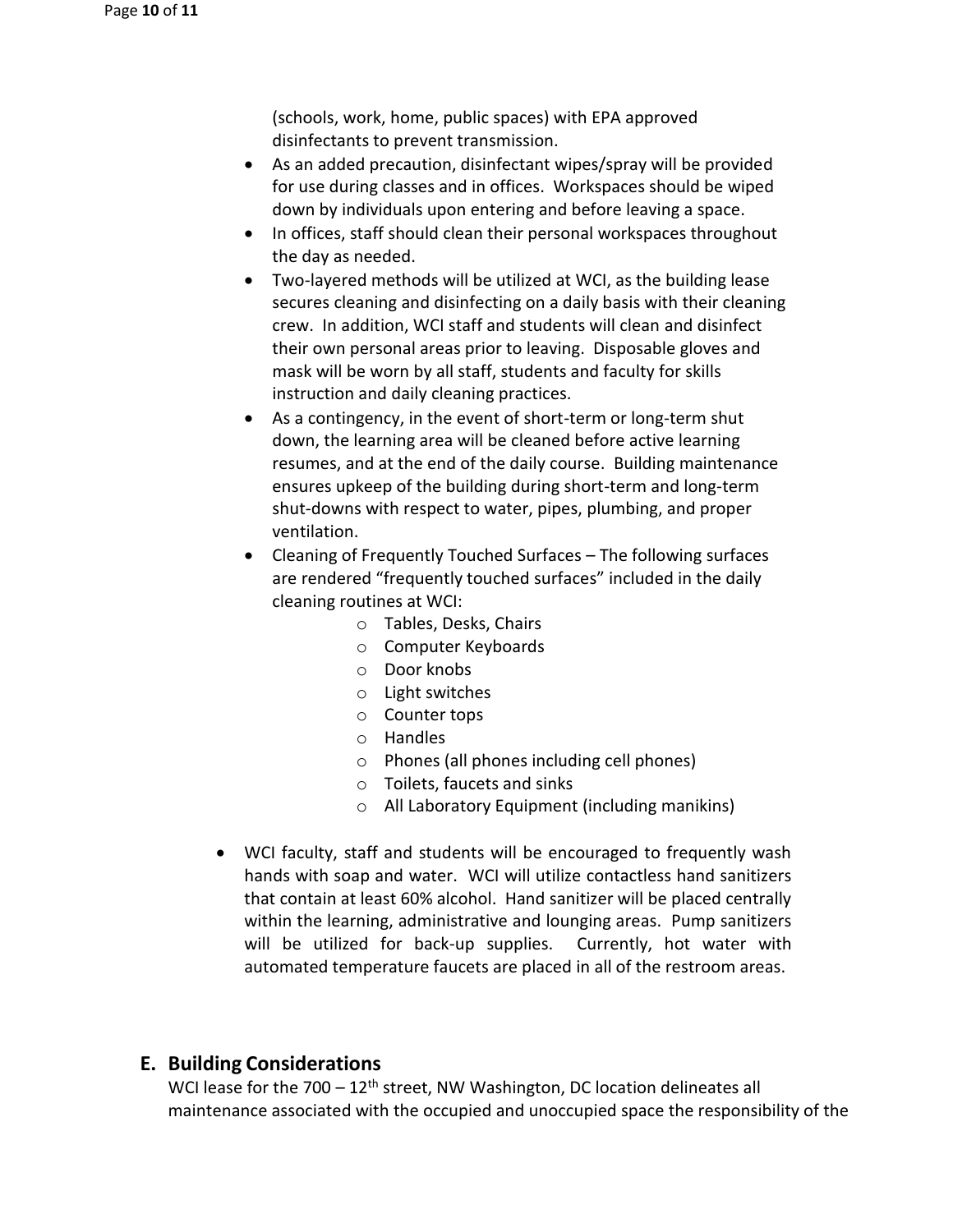(schools, work, home, public spaces) with EPA approved disinfectants to prevent transmission.

- As an added precaution, disinfectant wipes/spray will be provided for use during classes and in offices. Workspaces should be wiped down by individuals upon entering and before leaving a space.
- In offices, staff should clean their personal workspaces throughout the day as needed.
- Two-layered methods will be utilized at WCI, as the building lease secures cleaning and disinfecting on a daily basis with their cleaning crew. In addition, WCI staff and students will clean and disinfect their own personal areas prior to leaving. Disposable gloves and mask will be worn by all staff, students and faculty for skills instruction and daily cleaning practices.
- As a contingency, in the event of short-term or long-term shut down, the learning area will be cleaned before active learning resumes, and at the end of the daily course. Building maintenance ensures upkeep of the building during short-term and long-term shut-downs with respect to water, pipes, plumbing, and proper ventilation.
- Cleaning of Frequently Touched Surfaces – The following surfaces are rendered "frequently touched surfaces" included in the daily cleaning routines at WCI:
    - Tables, Desks, Chairs
    - Computer Keyboards
    - Door knobs
    - Light switches
    - Counter tops
    - Handles
    - Phones (all phones including cell phones)
    - Toilets, faucets and sinks
    - All Laboratory Equipment (including manikins)

- WCI faculty, staff and students will be encouraged to frequently wash hands with soap and water. WCI will utilize contactless hand sanitizers that contain at least 60% alcohol. Hand sanitizer will be placed centrally within the learning, administrative and lounging areas. Pump sanitizers will be utilized for back-up supplies. Currently, hot water with automated temperature faucets are placed in all of the restroom areas.

## E. Building Considerations

WCI lease for the 700 – 12th street, NW Washington, DC location delineates all maintenance associated with the occupied and unoccupied space the responsibility of the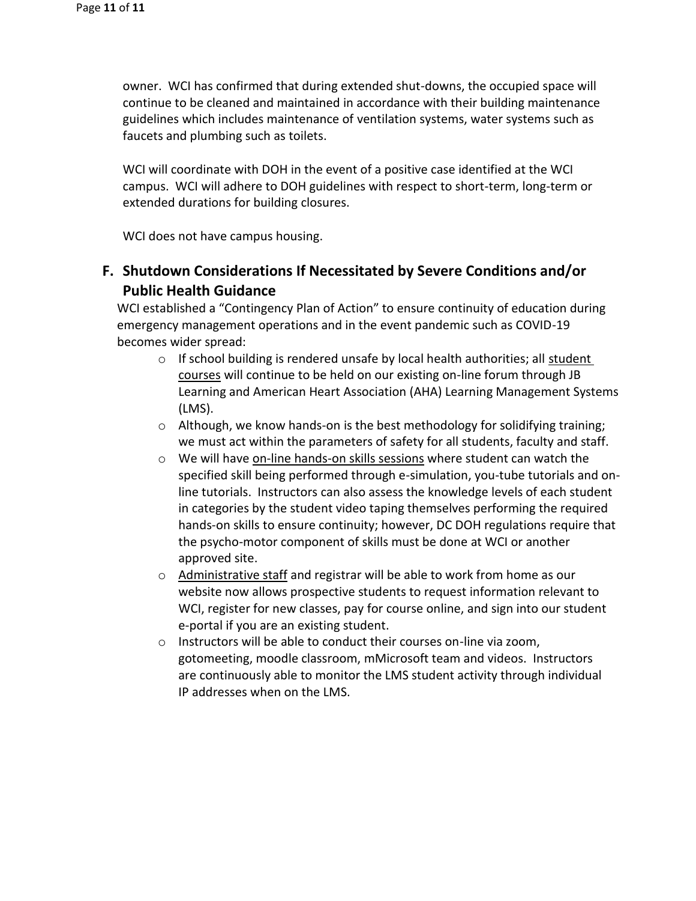owner. WCI has confirmed that during extended shut-downs, the occupied space will continue to be cleaned and maintained in accordance with their building maintenance guidelines which includes maintenance of ventilation systems, water systems such as faucets and plumbing such as toilets.

WCI will coordinate with DOH in the event of a positive case identified at the WCI campus. WCI will adhere to DOH guidelines with respect to short-term, long-term or extended durations for building closures.

WCI does not have campus housing.

## F. Shutdown Considerations If Necessitated by Severe Conditions and/or Public Health Guidance

WCI established a "Contingency Plan of Action" to ensure continuity of education during emergency management operations and in the event pandemic such as COVID-19 becomes wider spread:

- If school building is rendered unsafe by local health authorities; all <u>student courses</u> will continue to be held on our existing on-line forum through JB Learning and American Heart Association (AHA) Learning Management Systems (LMS).
- Although, we know hands-on is the best methodology for solidifying training; we must act within the parameters of safety for all students, faculty and staff.
- We will have <u>on-line hands-on skills sessions</u> where student can watch the specified skill being performed through e-simulation, you-tube tutorials and on-line tutorials. Instructors can also assess the knowledge levels of each student in categories by the student video taping themselves performing the required hands-on skills to ensure continuity; however, DC DOH regulations require that the psycho-motor component of skills must be done at WCI or another approved site.
- <u>Administrative staff</u> and registrar will be able to work from home as our website now allows prospective students to request information relevant to WCI, register for new classes, pay for course online, and sign into our student e-portal if you are an existing student.
- Instructors will be able to conduct their courses on-line via zoom, gotomeeting, moodle classroom, mMicrosoft team and videos. Instructors are continuously able to monitor the LMS student activity through individual IP addresses when on the LMS.